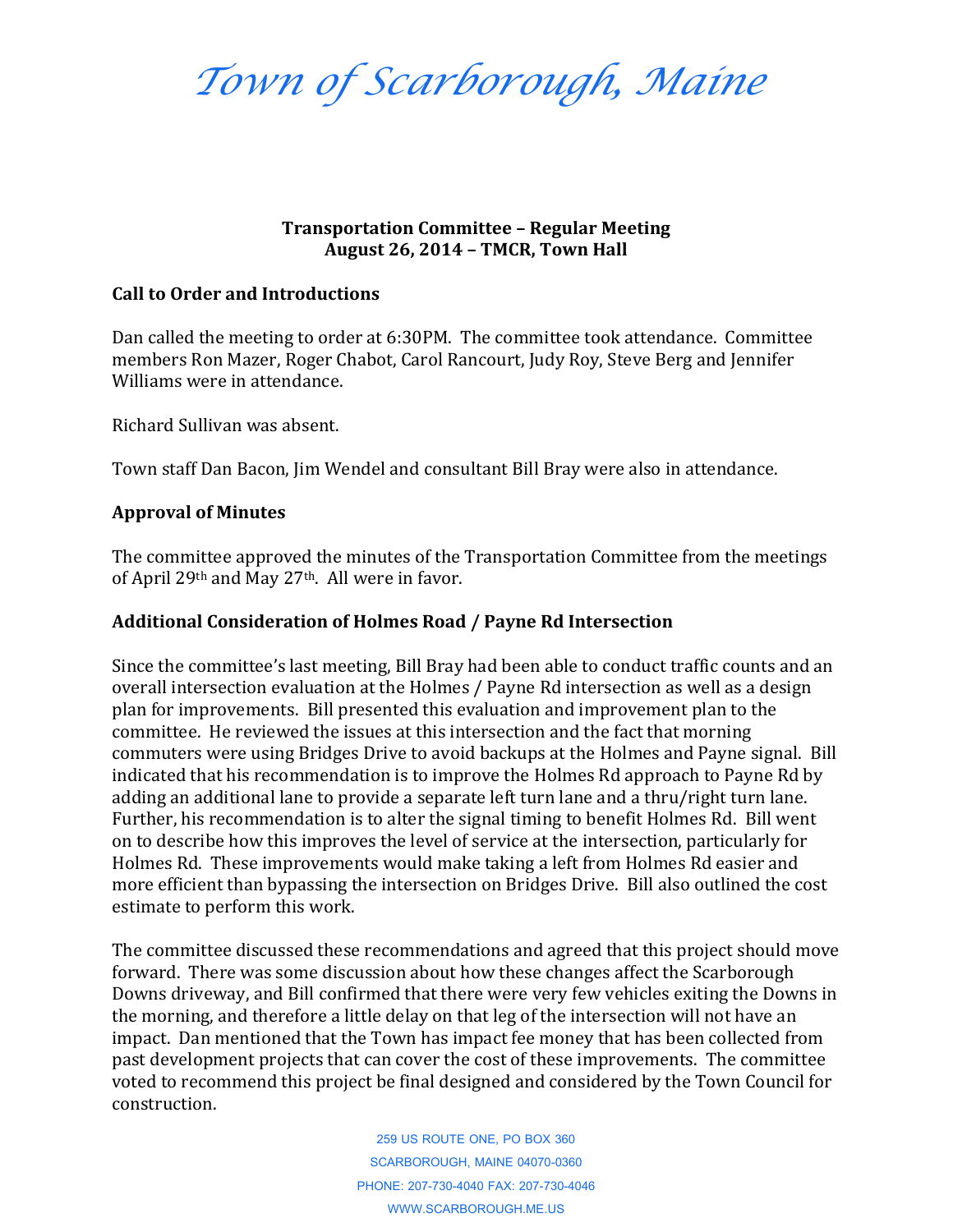# *Town of Scarborough, Maine*

**Transportation Committee – Regular Meeting**
**August 26, 2014 – TMCR, Town Hall**

## Call to Order and Introductions

Dan called the meeting to order at 6:30PM. The committee took attendance. Committee members Ron Mazer, Roger Chabot, Carol Rancourt, Judy Roy, Steve Berg and Jennifer Williams were in attendance.

Richard Sullivan was absent.

Town staff Dan Bacon, Jim Wendel and consultant Bill Bray were also in attendance.

## Approval of Minutes

The committee approved the minutes of the Transportation Committee from the meetings of April 29th and May 27th. All were in favor.

## Additional Consideration of Holmes Road / Payne Rd Intersection

Since the committee's last meeting, Bill Bray had been able to conduct traffic counts and an overall intersection evaluation at the Holmes / Payne Rd intersection as well as a design plan for improvements. Bill presented this evaluation and improvement plan to the committee. He reviewed the issues at this intersection and the fact that morning commuters were using Bridges Drive to avoid backups at the Holmes and Payne signal. Bill indicated that his recommendation is to improve the Holmes Rd approach to Payne Rd by adding an additional lane to provide a separate left turn lane and a thru/right turn lane. Further, his recommendation is to alter the signal timing to benefit Holmes Rd. Bill went on to describe how this improves the level of service at the intersection, particularly for Holmes Rd. These improvements would make taking a left from Holmes Rd easier and more efficient than bypassing the intersection on Bridges Drive. Bill also outlined the cost estimate to perform this work.

The committee discussed these recommendations and agreed that this project should move forward. There was some discussion about how these changes affect the Scarborough Downs driveway, and Bill confirmed that there were very few vehicles exiting the Downs in the morning, and therefore a little delay on that leg of the intersection will not have an impact. Dan mentioned that the Town has impact fee money that has been collected from past development projects that can cover the cost of these improvements. The committee voted to recommend this project be final designed and considered by the Town Council for construction.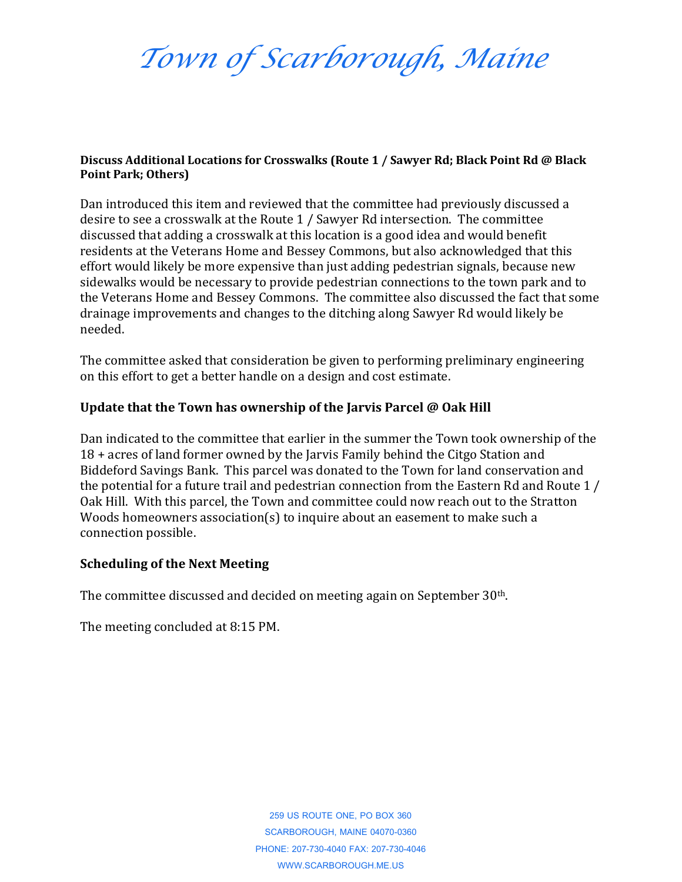**Discuss Additional Locations for Crosswalks (Route 1 / Sawyer Rd; Black Point Rd @ Black Point Park; Others)**

Dan introduced this item and reviewed that the committee had previously discussed a desire to see a crosswalk at the Route 1 / Sawyer Rd intersection. The committee discussed that adding a crosswalk at this location is a good idea and would benefit residents at the Veterans Home and Bessey Commons, but also acknowledged that this effort would likely be more expensive than just adding pedestrian signals, because new sidewalks would be necessary to provide pedestrian connections to the town park and to the Veterans Home and Bessey Commons. The committee also discussed the fact that some drainage improvements and changes to the ditching along Sawyer Rd would likely be needed.

The committee asked that consideration be given to performing preliminary engineering on this effort to get a better handle on a design and cost estimate.

**Update that the Town has ownership of the Jarvis Parcel @ Oak Hill**

Dan indicated to the committee that earlier in the summer the Town took ownership of the 18 + acres of land former owned by the Jarvis Family behind the Citgo Station and Biddeford Savings Bank. This parcel was donated to the Town for land conservation and the potential for a future trail and pedestrian connection from the Eastern Rd and Route 1 / Oak Hill. With this parcel, the Town and committee could now reach out to the Stratton Woods homeowners association(s) to inquire about an easement to make such a connection possible.

**Scheduling of the Next Meeting**

The committee discussed and decided on meeting again on September 30th.

The meeting concluded at 8:15 PM.